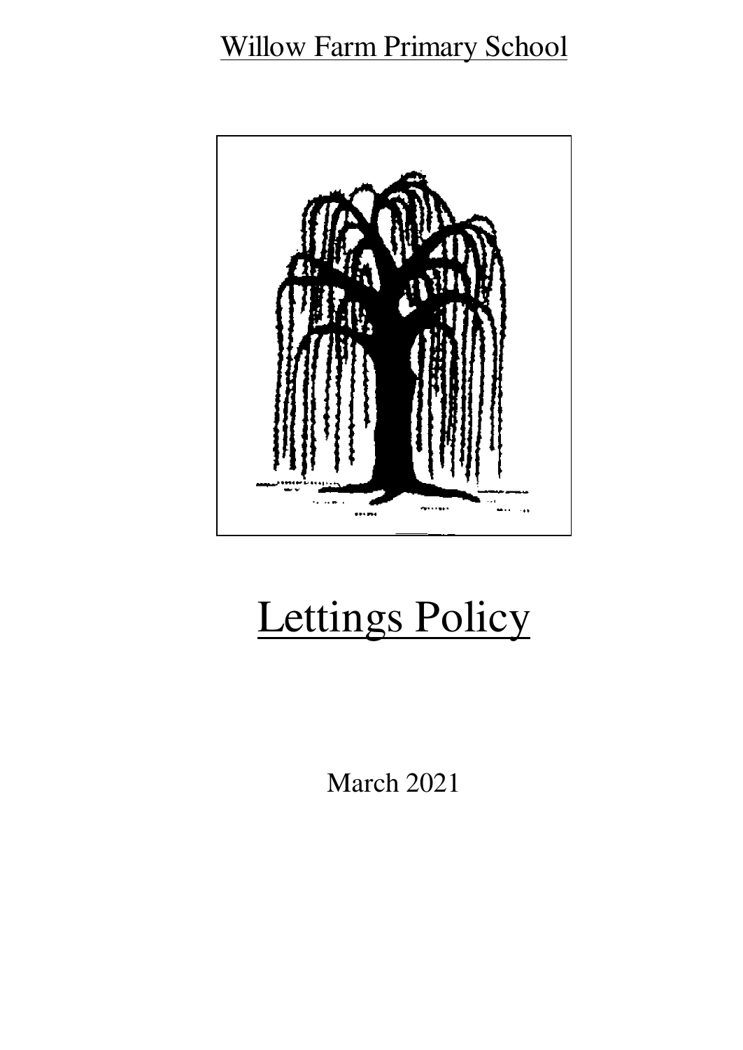Willow Farm Primary School

# Lettings Policy

March 2021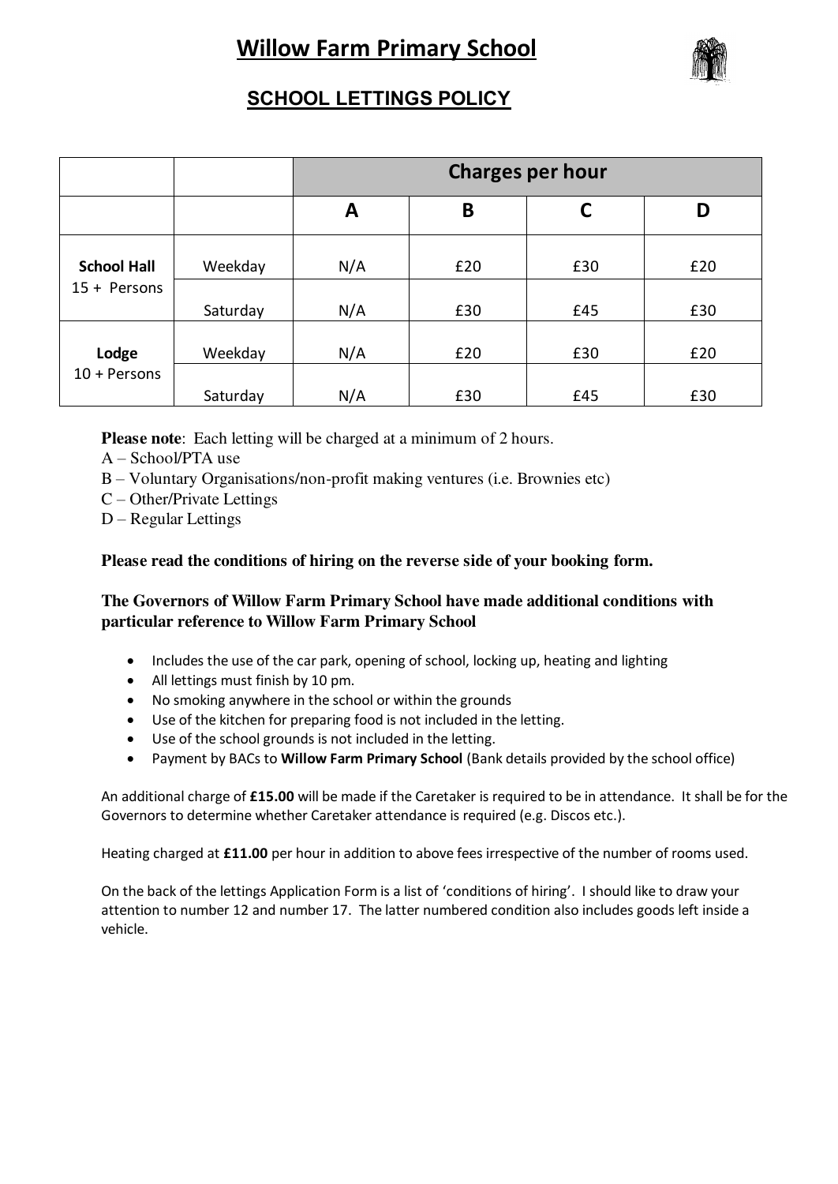# Willow Farm Primary School

## SCHOOL LETTINGS POLICY

| | | Charges per hour | | | |
|---|---|---|---|---|---|
| | | A | B | C | D |
| **School Hall** 15 + Persons | Weekday | N/A | £20 | £30 | £20 |
| | Saturday | N/A | £30 | £45 | £30 |
| **Lodge** 10 + Persons | Weekday | N/A | £20 | £30 | £20 |
| | Saturday | N/A | £30 | £45 | £30 |

**Please note**: Each letting will be charged at a minimum of 2 hours.

A – School/PTA use

B – Voluntary Organisations/non-profit making ventures (i.e. Brownies etc)

C – Other/Private Lettings

D – Regular Lettings

**Please read the conditions of hiring on the reverse side of your booking form.**

**The Governors of Willow Farm Primary School have made additional conditions with particular reference to Willow Farm Primary School**

- Includes the use of the car park, opening of school, locking up, heating and lighting
- All lettings must finish by 10 pm.
- No smoking anywhere in the school or within the grounds
- Use of the kitchen for preparing food is not included in the letting.
- Use of the school grounds is not included in the letting.
- Payment by BACs to **Willow Farm Primary School** (Bank details provided by the school office)

An additional charge of **£15.00** will be made if the Caretaker is required to be in attendance. It shall be for the Governors to determine whether Caretaker attendance is required (e.g. Discos etc.).

Heating charged at **£11.00** per hour in addition to above fees irrespective of the number of rooms used.

On the back of the lettings Application Form is a list of 'conditions of hiring'. I should like to draw your attention to number 12 and number 17. The latter numbered condition also includes goods left inside a vehicle.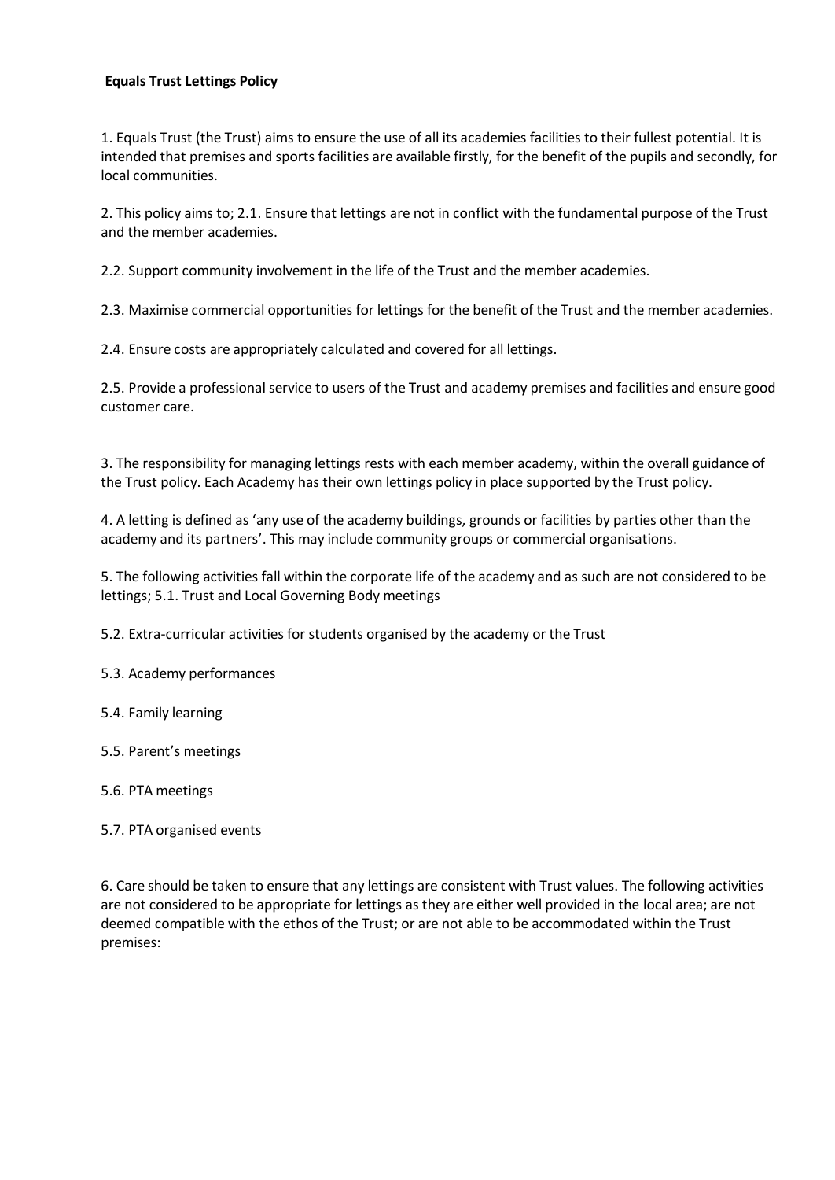**Equals Trust Lettings Policy**

1. Equals Trust (the Trust) aims to ensure the use of all its academies facilities to their fullest potential. It is intended that premises and sports facilities are available firstly, for the benefit of the pupils and secondly, for local communities.

2. This policy aims to; 2.1. Ensure that lettings are not in conflict with the fundamental purpose of the Trust and the member academies.

2.2. Support community involvement in the life of the Trust and the member academies.

2.3. Maximise commercial opportunities for lettings for the benefit of the Trust and the member academies.

2.4. Ensure costs are appropriately calculated and covered for all lettings.

2.5. Provide a professional service to users of the Trust and academy premises and facilities and ensure good customer care.

3. The responsibility for managing lettings rests with each member academy, within the overall guidance of the Trust policy. Each Academy has their own lettings policy in place supported by the Trust policy.

4. A letting is defined as 'any use of the academy buildings, grounds or facilities by parties other than the academy and its partners'. This may include community groups or commercial organisations.

5. The following activities fall within the corporate life of the academy and as such are not considered to be lettings; 5.1. Trust and Local Governing Body meetings

5.2. Extra-curricular activities for students organised by the academy or the Trust

5.3. Academy performances

5.4. Family learning

5.5. Parent's meetings

5.6. PTA meetings

5.7. PTA organised events

6. Care should be taken to ensure that any lettings are consistent with Trust values. The following activities are not considered to be appropriate for lettings as they are either well provided in the local area; are not deemed compatible with the ethos of the Trust; or are not able to be accommodated within the Trust premises: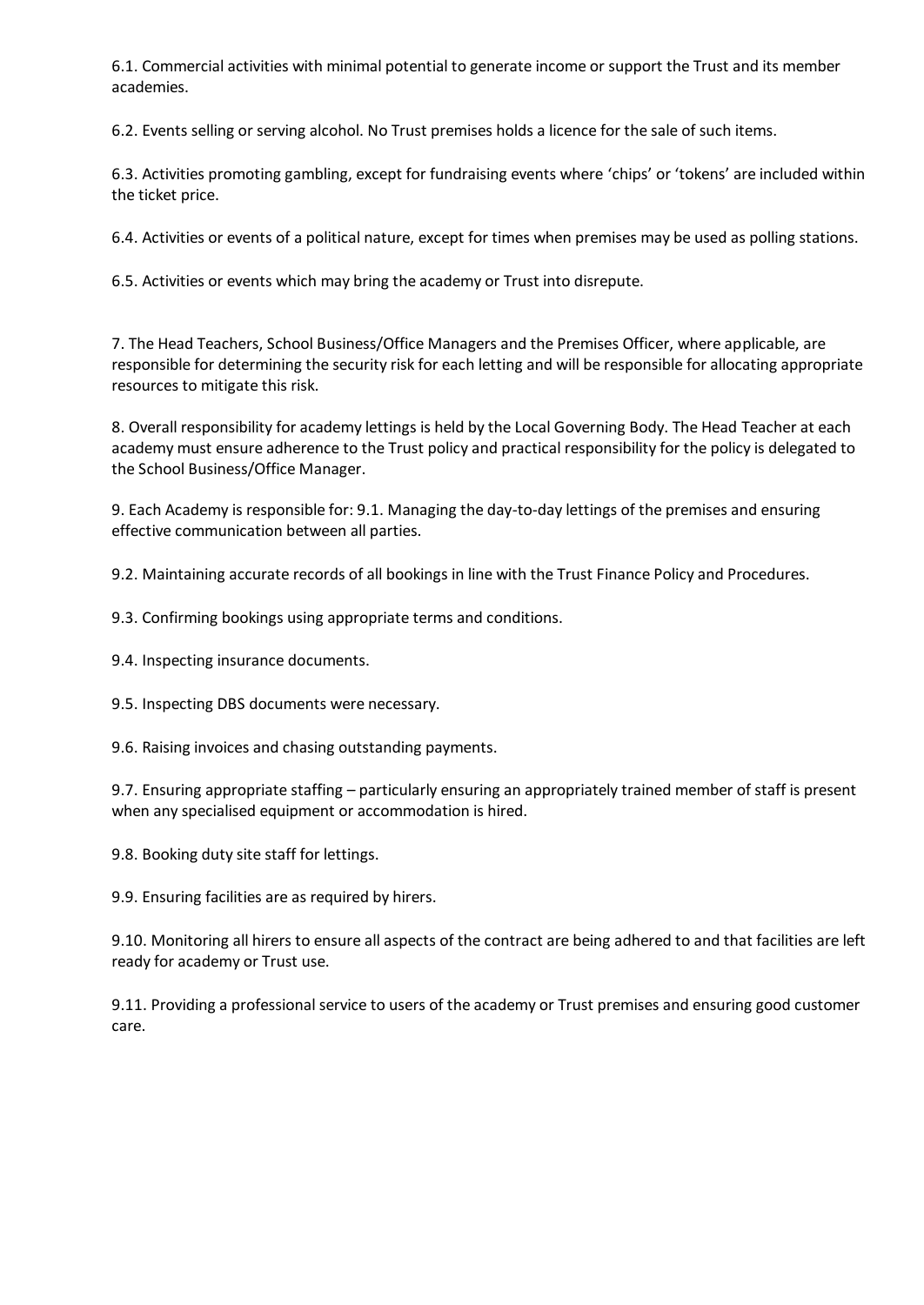6.1. Commercial activities with minimal potential to generate income or support the Trust and its member academies.

6.2. Events selling or serving alcohol. No Trust premises holds a licence for the sale of such items.

6.3. Activities promoting gambling, except for fundraising events where 'chips' or 'tokens' are included within the ticket price.

6.4. Activities or events of a political nature, except for times when premises may be used as polling stations.

6.5. Activities or events which may bring the academy or Trust into disrepute.

7. The Head Teachers, School Business/Office Managers and the Premises Officer, where applicable, are responsible for determining the security risk for each letting and will be responsible for allocating appropriate resources to mitigate this risk.

8. Overall responsibility for academy lettings is held by the Local Governing Body. The Head Teacher at each academy must ensure adherence to the Trust policy and practical responsibility for the policy is delegated to the School Business/Office Manager.

9. Each Academy is responsible for: 9.1. Managing the day-to-day lettings of the premises and ensuring effective communication between all parties.

9.2. Maintaining accurate records of all bookings in line with the Trust Finance Policy and Procedures.

9.3. Confirming bookings using appropriate terms and conditions.

9.4. Inspecting insurance documents.

9.5. Inspecting DBS documents were necessary.

9.6. Raising invoices and chasing outstanding payments.

9.7. Ensuring appropriate staffing – particularly ensuring an appropriately trained member of staff is present when any specialised equipment or accommodation is hired.

9.8. Booking duty site staff for lettings.

9.9. Ensuring facilities are as required by hirers.

9.10. Monitoring all hirers to ensure all aspects of the contract are being adhered to and that facilities are left ready for academy or Trust use.

9.11. Providing a professional service to users of the academy or Trust premises and ensuring good customer care.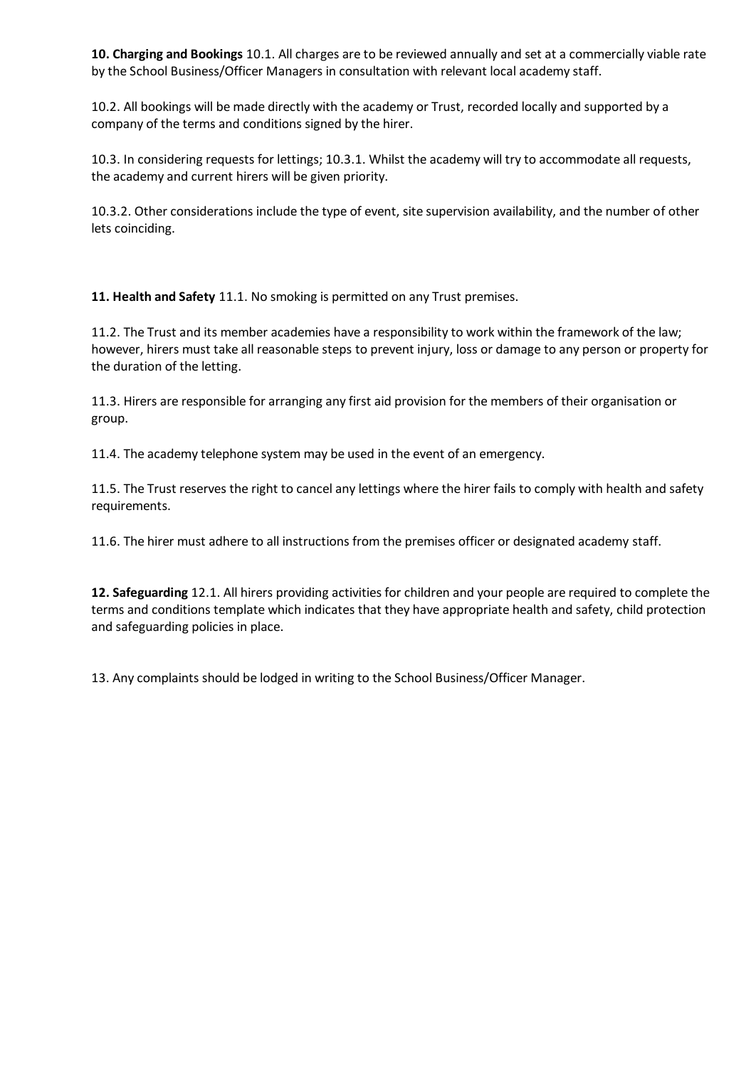**10. Charging and Bookings** 10.1. All charges are to be reviewed annually and set at a commercially viable rate by the School Business/Officer Managers in consultation with relevant local academy staff.

10.2. All bookings will be made directly with the academy or Trust, recorded locally and supported by a company of the terms and conditions signed by the hirer.

10.3. In considering requests for lettings; 10.3.1. Whilst the academy will try to accommodate all requests, the academy and current hirers will be given priority.

10.3.2. Other considerations include the type of event, site supervision availability, and the number of other lets coinciding.

**11. Health and Safety** 11.1. No smoking is permitted on any Trust premises.

11.2. The Trust and its member academies have a responsibility to work within the framework of the law; however, hirers must take all reasonable steps to prevent injury, loss or damage to any person or property for the duration of the letting.

11.3. Hirers are responsible for arranging any first aid provision for the members of their organisation or group.

11.4. The academy telephone system may be used in the event of an emergency.

11.5. The Trust reserves the right to cancel any lettings where the hirer fails to comply with health and safety requirements.

11.6. The hirer must adhere to all instructions from the premises officer or designated academy staff.

**12. Safeguarding** 12.1. All hirers providing activities for children and your people are required to complete the terms and conditions template which indicates that they have appropriate health and safety, child protection and safeguarding policies in place.

13. Any complaints should be lodged in writing to the School Business/Officer Manager.